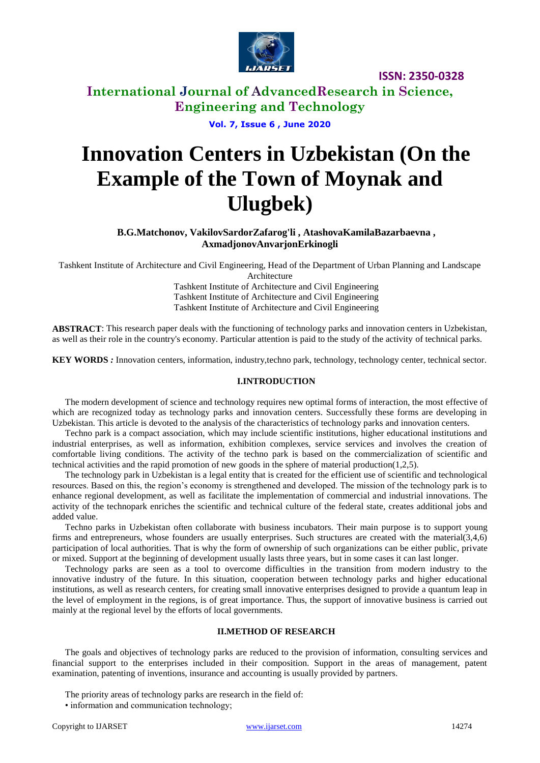# Innovation Centers in Uzbekistan (On the Example of the Town of Moynak and Ulugbek)

**B.G.Matchonov, VakilovSardorZafarog'li , AtashovaKamilaBazarbaevna , AxmadjonovAnvarjonErkinogli**

Tashkent Institute of Architecture and Civil Engineering, Head of the Department of Urban Planning and Landscape Architecture
Tashkent Institute of Architecture and Civil Engineering
Tashkent Institute of Architecture and Civil Engineering
Tashkent Institute of Architecture and Civil Engineering

**ABSTRACT**: This research paper deals with the functioning of technology parks and innovation centers in Uzbekistan, as well as their role in the country's economy. Particular attention is paid to the study of the activity of technical parks.

**KEY WORDS** *:* Innovation centers, information, industry,techno park, technology, technology center, technical sector.

## I.INTRODUCTION

The modern development of science and technology requires new optimal forms of interaction, the most effective of which are recognized today as technology parks and innovation centers. Successfully these forms are developing in Uzbekistan. This article is devoted to the analysis of the characteristics of technology parks and innovation centers.

Techno park is a compact association, which may include scientific institutions, higher educational institutions and industrial enterprises, as well as information, exhibition complexes, service services and involves the creation of comfortable living conditions. The activity of the techno park is based on the commercialization of scientific and technical activities and the rapid promotion of new goods in the sphere of material production(1,2,5).

The technology park in Uzbekistan is a legal entity that is created for the efficient use of scientific and technological resources. Based on this, the region's economy is strengthened and developed. The mission of the technology park is to enhance regional development, as well as facilitate the implementation of commercial and industrial innovations. The activity of the technopark enriches the scientific and technical culture of the federal state, creates additional jobs and added value.

Techno parks in Uzbekistan often collaborate with business incubators. Their main purpose is to support young firms and entrepreneurs, whose founders are usually enterprises. Such structures are created with the material(3,4,6) participation of local authorities. That is why the form of ownership of such organizations can be either public, private or mixed. Support at the beginning of development usually lasts three years, but in some cases it can last longer.

Technology parks are seen as a tool to overcome difficulties in the transition from modern industry to the innovative industry of the future. In this situation, cooperation between technology parks and higher educational institutions, as well as research centers, for creating small innovative enterprises designed to provide a quantum leap in the level of employment in the regions, is of great importance. Thus, the support of innovative business is carried out mainly at the regional level by the efforts of local governments.

## II.METHOD OF RESEARCH

The goals and objectives of technology parks are reduced to the provision of information, consulting services and financial support to the enterprises included in their composition. Support in the areas of management, patent examination, patenting of inventions, insurance and accounting is usually provided by partners.

The priority areas of technology parks are research in the field of:

- information and communication technology;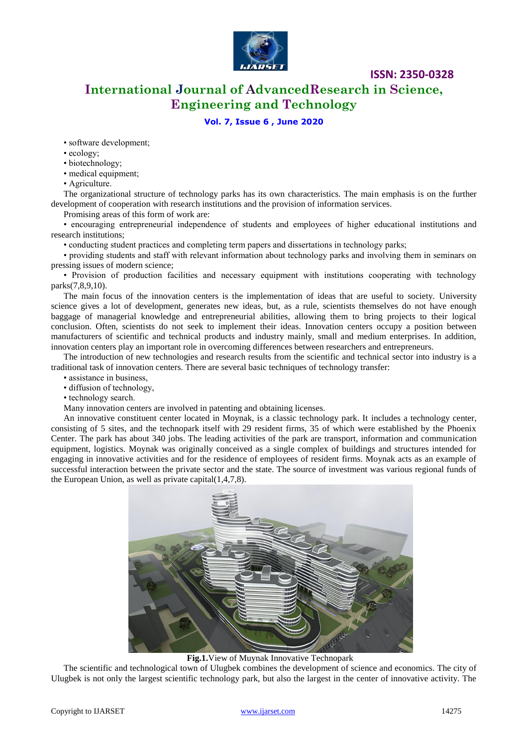- software development;
- ecology;
- biotechnology;
- medical equipment;
- Agriculture.

The organizational structure of technology parks has its own characteristics. The main emphasis is on the further development of cooperation with research institutions and the provision of information services.

Promising areas of this form of work are:

- encouraging entrepreneurial independence of students and employees of higher educational institutions and research institutions;
- conducting student practices and completing term papers and dissertations in technology parks;
- providing students and staff with relevant information about technology parks and involving them in seminars on pressing issues of modern science;
- Provision of production facilities and necessary equipment with institutions cooperating with technology parks(7,8,9,10).

The main focus of the innovation centers is the implementation of ideas that are useful to society. University science gives a lot of development, generates new ideas, but, as a rule, scientists themselves do not have enough baggage of managerial knowledge and entrepreneurial abilities, allowing them to bring projects to their logical conclusion. Often, scientists do not seek to implement their ideas. Innovation centers occupy a position between manufacturers of scientific and technical products and industry mainly, small and medium enterprises. In addition, innovation centers play an important role in overcoming differences between researchers and entrepreneurs.

The introduction of new technologies and research results from the scientific and technical sector into industry is a traditional task of innovation centers. There are several basic techniques of technology transfer:

- assistance in business,
- diffusion of technology,
- technology search.

Many innovation centers are involved in patenting and obtaining licenses.

An innovative constituent center located in Moynak, is a classic technology park. It includes a technology center, consisting of 5 sites, and the technopark itself with 29 resident firms, 35 of which were established by the Phoenix Center. The park has about 340 jobs. The leading activities of the park are transport, information and communication equipment, logistics. Moynak was originally conceived as a single complex of buildings and structures intended for engaging in innovative activities and for the residence of employees of resident firms. Moynak acts as an example of successful interaction between the private sector and the state. The source of investment was various regional funds of the European Union, as well as private capital(1,4,7,8).

**Fig.1.**View of Muynak Innovative Technopark

The scientific and technological town of Ulugbek combines the development of science and economics. The city of Ulugbek is not only the largest scientific technology park, but also the largest in the center of innovative activity. The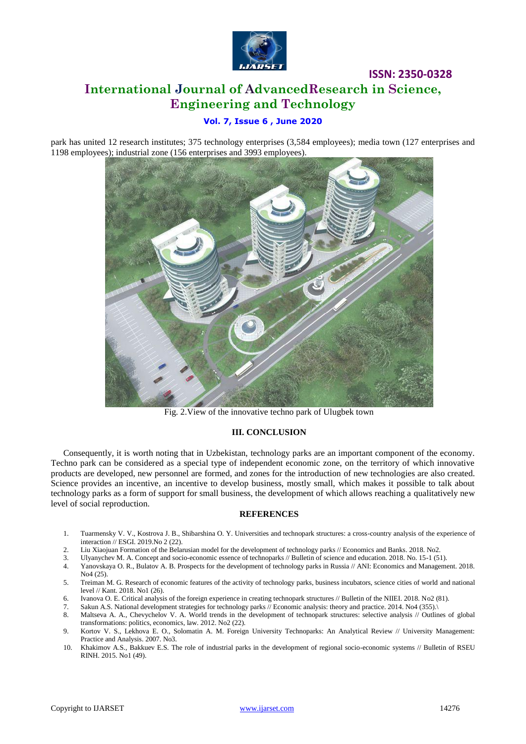park has united 12 research institutes; 375 technology enterprises (3,584 employees); media town (127 enterprises and 1198 employees); industrial zone (156 enterprises and 3993 employees).

Fig. 2.View of the innovative techno park of Ulugbek town

## III. CONCLUSION

Consequently, it is worth noting that in Uzbekistan, technology parks are an important component of the economy. Techno park can be considered as a special type of independent economic zone, on the territory of which innovative products are developed, new personnel are formed, and zones for the introduction of new technologies are also created. Science provides an incentive, an incentive to develop business, mostly small, which makes it possible to talk about technology parks as a form of support for small business, the development of which allows reaching a qualitatively new level of social reproduction.

## REFERENCES

1. Tuarmensky V. V., Kostrova J. B., Shibarshina O. Y. Universities and technopark structures: a cross-country analysis of the experience of interaction // ESGI. 2019.No 2 (22).
2. Liu Xiaojuan Formation of the Belarusian model for the development of technology parks // Economics and Banks. 2018. No2.
3. Ulyanychev M. A. Concept and socio-economic essence of technoparks // Bulletin of science and education. 2018. No. 15-1 (51).
4. Yanovskaya O. R., Bulatov A. B. Prospects for the development of technology parks in Russia // ANI: Economics and Management. 2018. No4 (25).
5. Treiman M. G. Research of economic features of the activity of technology parks, business incubators, science cities of world and national level // Kant. 2018. No1 (26).
6. Ivanova O. E. Critical analysis of the foreign experience in creating technopark structures // Bulletin of the NIIEI. 2018. No2 (81).
7. Sakun A.S. National development strategies for technology parks // Economic analysis: theory and practice. 2014. No4 (355).\
8. Maltseva A. A., Chevychelov V. A. World trends in the development of technopark structures: selective analysis // Outlines of global transformations: politics, economics, law. 2012. No2 (22).
9. Kortov V. S., Lekhova E. O., Solomatin A. M. Foreign University Technoparks: An Analytical Review // University Management: Practice and Analysis. 2007. No3.
10. Khakimov A.S., Bakkuev E.S. The role of industrial parks in the development of regional socio-economic systems // Bulletin of RSEU RINH. 2015. No1 (49).